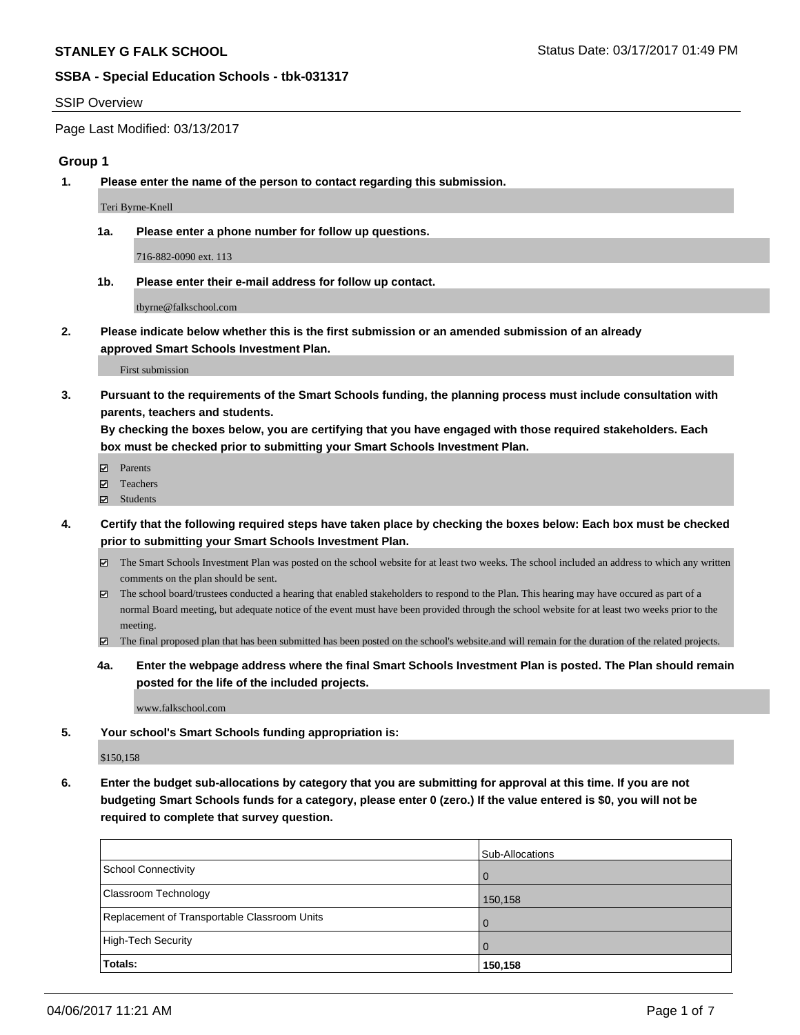**STANLEY G FALK SCHOOL**

Status Date: 03/17/2017 01:49 PM

**SSBA - Special Education Schools - tbk-031317**

SSIP Overview

Page Last Modified: 03/13/2017

## Group 1

**1. Please enter the name of the person to contact regarding this submission.**

Teri Byrne-Knell

**1a. Please enter a phone number for follow up questions.**

716-882-0090 ext. 113

**1b. Please enter their e-mail address for follow up contact.**

tbyrne@falkschool.com

**2. Please indicate below whether this is the first submission or an amended submission of an already approved Smart Schools Investment Plan.**

First submission

**3. Pursuant to the requirements of the Smart Schools funding, the planning process must include consultation with parents, teachers and students.**
**By checking the boxes below, you are certifying that you have engaged with those required stakeholders. Each box must be checked prior to submitting your Smart Schools Investment Plan.**

- ☑ Parents
- ☑ Teachers
- ☑ Students

**4. Certify that the following required steps have taken place by checking the boxes below: Each box must be checked prior to submitting your Smart Schools Investment Plan.**

- ☑ The Smart Schools Investment Plan was posted on the school website for at least two weeks. The school included an address to which any written comments on the plan should be sent.
- ☑ The school board/trustees conducted a hearing that enabled stakeholders to respond to the Plan. This hearing may have occured as part of a normal Board meeting, but adequate notice of the event must have been provided through the school website for at least two weeks prior to the meeting.
- ☑ The final proposed plan that has been submitted has been posted on the school's website.and will remain for the duration of the related projects.

**4a. Enter the webpage address where the final Smart Schools Investment Plan is posted. The Plan should remain posted for the life of the included projects.**

www.falkschool.com

**5. Your school's Smart Schools funding appropriation is:**

$150,158

**6. Enter the budget sub-allocations by category that you are submitting for approval at this time. If you are not budgeting Smart Schools funds for a category, please enter 0 (zero.) If the value entered is $0, you will not be required to complete that survey question.**

| | Sub-Allocations |
|---|---|
| School Connectivity | 0 |
| Classroom Technology | 150,158 |
| Replacement of Transportable Classroom Units | 0 |
| High-Tech Security | 0 |
| **Totals:** | **150,158** |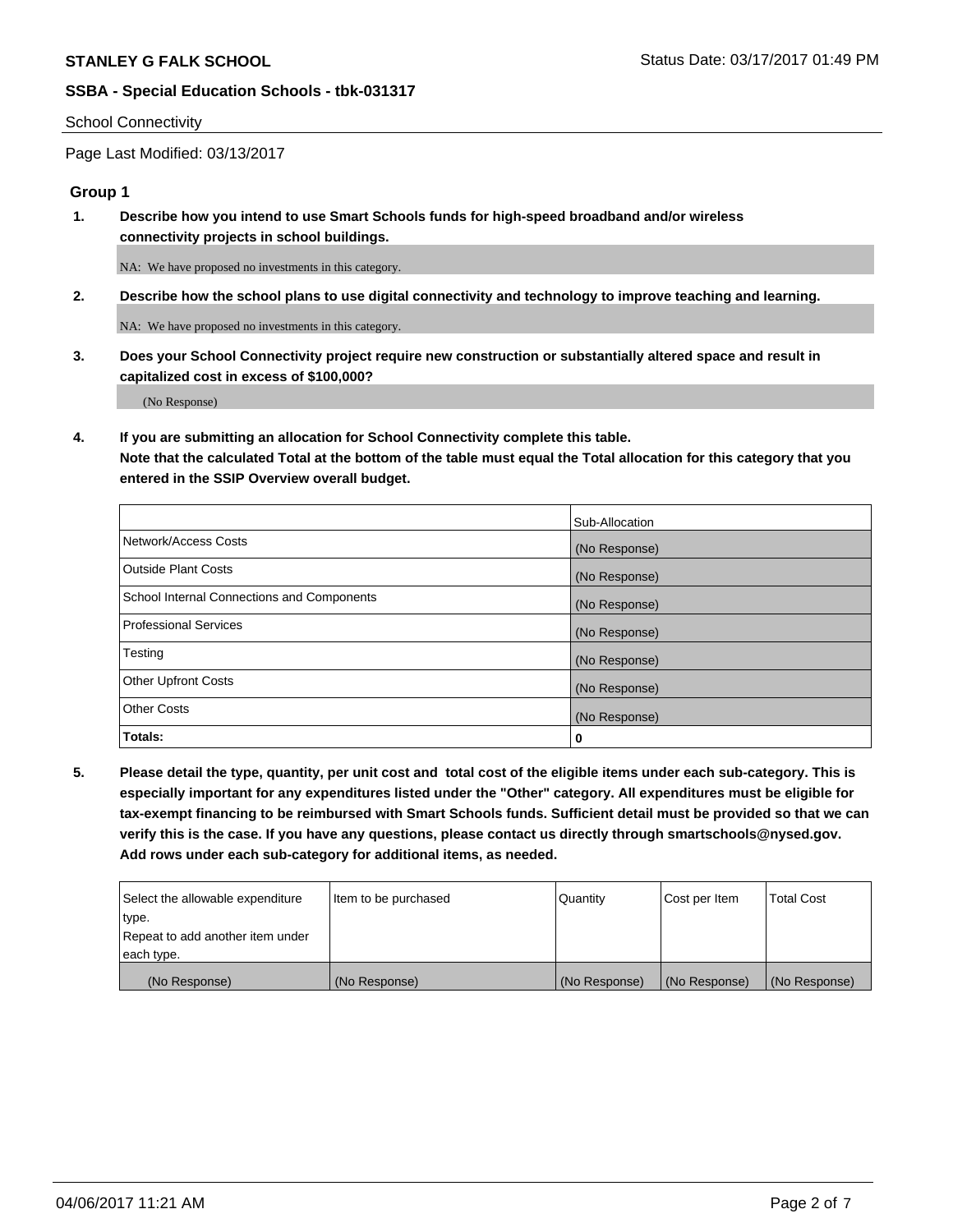School Connectivity

Page Last Modified: 03/13/2017

## Group 1

**1. Describe how you intend to use Smart Schools funds for high-speed broadband and/or wireless connectivity projects in school buildings.**

NA: We have proposed no investments in this category.

**2. Describe how the school plans to use digital connectivity and technology to improve teaching and learning.**

NA: We have proposed no investments in this category.

**3. Does your School Connectivity project require new construction or substantially altered space and result in capitalized cost in excess of $100,000?**

(No Response)

**4. If you are submitting an allocation for School Connectivity complete this table. Note that the calculated Total at the bottom of the table must equal the Total allocation for this category that you entered in the SSIP Overview overall budget.**

| | Sub-Allocation |
|---|---|
| Network/Access Costs | (No Response) |
| Outside Plant Costs | (No Response) |
| School Internal Connections and Components | (No Response) |
| Professional Services | (No Response) |
| Testing | (No Response) |
| Other Upfront Costs | (No Response) |
| Other Costs | (No Response) |
| **Totals:** | **0** |

**5. Please detail the type, quantity, per unit cost and total cost of the eligible items under each sub-category. This is especially important for any expenditures listed under the "Other" category. All expenditures must be eligible for tax-exempt financing to be reimbursed with Smart Schools funds. Sufficient detail must be provided so that we can verify this is the case. If you have any questions, please contact us directly through smartschools@nysed.gov. Add rows under each sub-category for additional items, as needed.**

| Select the allowable expenditure type. Repeat to add another item under each type. | Item to be purchased | Quantity | Cost per Item | Total Cost |
|---|---|---|---|---|
| (No Response) | (No Response) | (No Response) | (No Response) | (No Response) |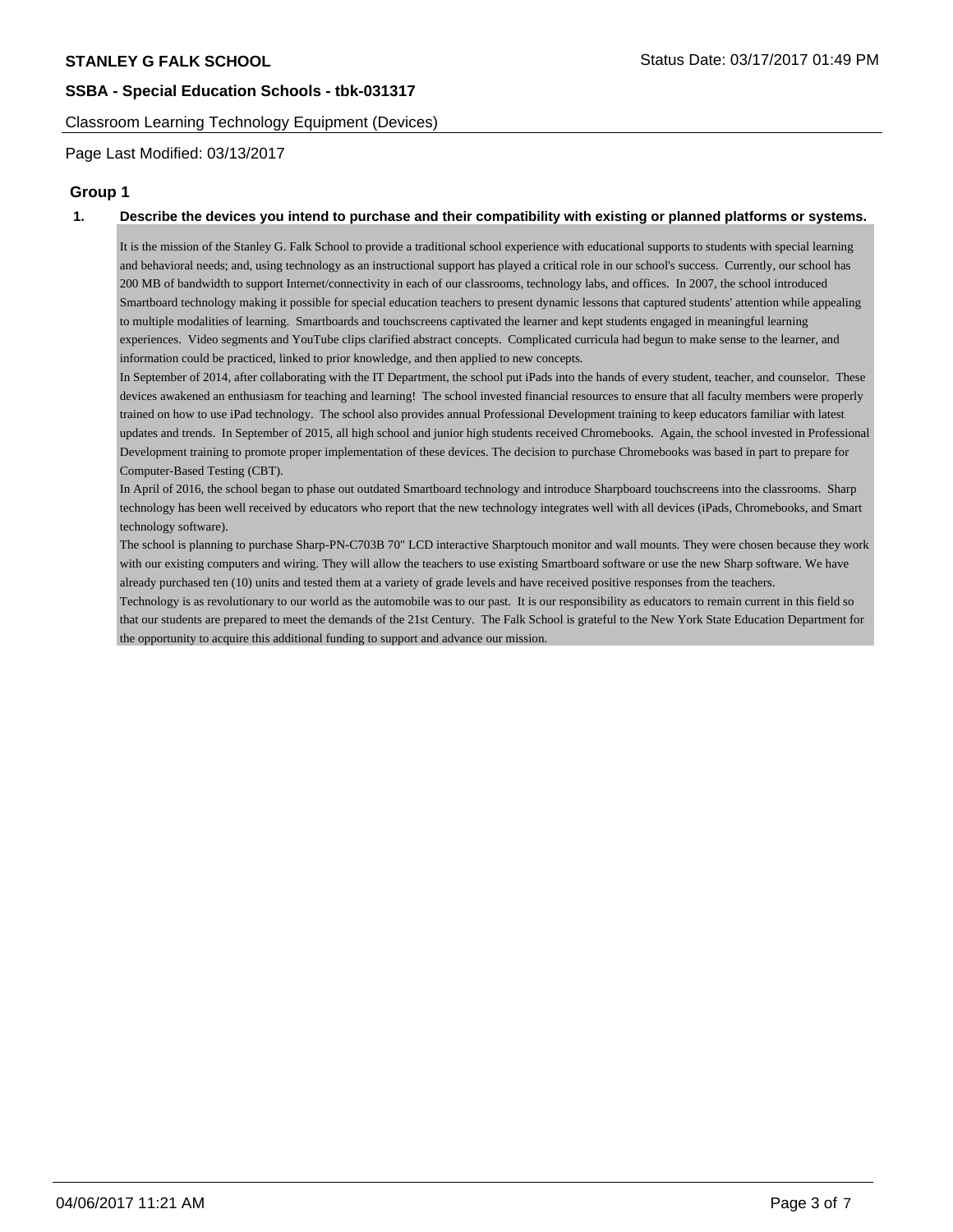## Classroom Learning Technology Equipment (Devices)

Page Last Modified: 03/13/2017

### Group 1

**1. Describe the devices you intend to purchase and their compatibility with existing or planned platforms or systems.**

It is the mission of the Stanley G. Falk School to provide a traditional school experience with educational supports to students with special learning and behavioral needs; and, using technology as an instructional support has played a critical role in our school's success. Currently, our school has 200 MB of bandwidth to support Internet/connectivity in each of our classrooms, technology labs, and offices. In 2007, the school introduced Smartboard technology making it possible for special education teachers to present dynamic lessons that captured students' attention while appealing to multiple modalities of learning. Smartboards and touchscreens captivated the learner and kept students engaged in meaningful learning experiences. Video segments and YouTube clips clarified abstract concepts. Complicated curricula had begun to make sense to the learner, and information could be practiced, linked to prior knowledge, and then applied to new concepts.

In September of 2014, after collaborating with the IT Department, the school put iPads into the hands of every student, teacher, and counselor. These devices awakened an enthusiasm for teaching and learning! The school invested financial resources to ensure that all faculty members were properly trained on how to use iPad technology. The school also provides annual Professional Development training to keep educators familiar with latest updates and trends. In September of 2015, all high school and junior high students received Chromebooks. Again, the school invested in Professional Development training to promote proper implementation of these devices. The decision to purchase Chromebooks was based in part to prepare for Computer-Based Testing (CBT).

In April of 2016, the school began to phase out outdated Smartboard technology and introduce Sharpboard touchscreens into the classrooms. Sharp technology has been well received by educators who report that the new technology integrates well with all devices (iPads, Chromebooks, and Smart technology software).

The school is planning to purchase Sharp-PN-C703B 70" LCD interactive Sharptouch monitor and wall mounts. They were chosen because they work with our existing computers and wiring. They will allow the teachers to use existing Smartboard software or use the new Sharp software. We have already purchased ten (10) units and tested them at a variety of grade levels and have received positive responses from the teachers.

Technology is as revolutionary to our world as the automobile was to our past. It is our responsibility as educators to remain current in this field so that our students are prepared to meet the demands of the 21st Century. The Falk School is grateful to the New York State Education Department for the opportunity to acquire this additional funding to support and advance our mission.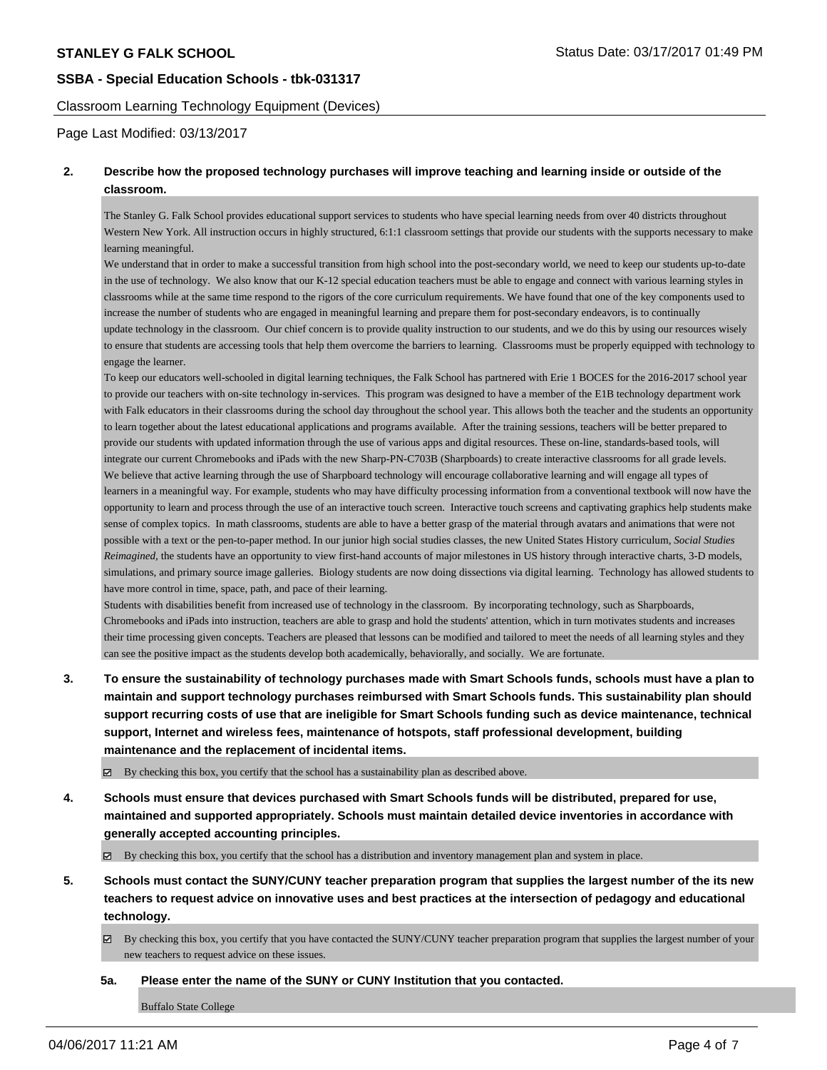Classroom Learning Technology Equipment (Devices)

Page Last Modified: 03/13/2017

**2. Describe how the proposed technology purchases will improve teaching and learning inside or outside of the classroom.**

The Stanley G. Falk School provides educational support services to students who have special learning needs from over 40 districts throughout Western New York. All instruction occurs in highly structured, 6:1:1 classroom settings that provide our students with the supports necessary to make learning meaningful.

We understand that in order to make a successful transition from high school into the post-secondary world, we need to keep our students up-to-date in the use of technology. We also know that our K-12 special education teachers must be able to engage and connect with various learning styles in classrooms while at the same time respond to the rigors of the core curriculum requirements. We have found that one of the key components used to increase the number of students who are engaged in meaningful learning and prepare them for post-secondary endeavors, is to continually update technology in the classroom. Our chief concern is to provide quality instruction to our students, and we do this by using our resources wisely to ensure that students are accessing tools that help them overcome the barriers to learning. Classrooms must be properly equipped with technology to engage the learner.

To keep our educators well-schooled in digital learning techniques, the Falk School has partnered with Erie 1 BOCES for the 2016-2017 school year to provide our teachers with on-site technology in-services. This program was designed to have a member of the E1B technology department work with Falk educators in their classrooms during the school day throughout the school year. This allows both the teacher and the students an opportunity to learn together about the latest educational applications and programs available. After the training sessions, teachers will be better prepared to provide our students with updated information through the use of various apps and digital resources. These on-line, standards-based tools, will integrate our current Chromebooks and iPads with the new Sharp-PN-C703B (Sharpboards) to create interactive classrooms for all grade levels.

We believe that active learning through the use of Sharpboard technology will encourage collaborative learning and will engage all types of learners in a meaningful way. For example, students who may have difficulty processing information from a conventional textbook will now have the opportunity to learn and process through the use of an interactive touch screen. Interactive touch screens and captivating graphics help students make sense of complex topics. In math classrooms, students are able to have a better grasp of the material through avatars and animations that were not possible with a text or the pen-to-paper method. In our junior high social studies classes, the new United States History curriculum, *Social Studies Reimagined*, the students have an opportunity to view first-hand accounts of major milestones in US history through interactive charts, 3-D models, simulations, and primary source image galleries. Biology students are now doing dissections via digital learning. Technology has allowed students to have more control in time, space, path, and pace of their learning.

Students with disabilities benefit from increased use of technology in the classroom. By incorporating technology, such as Sharpboards, Chromebooks and iPads into instruction, teachers are able to grasp and hold the students' attention, which in turn motivates students and increases their time processing given concepts. Teachers are pleased that lessons can be modified and tailored to meet the needs of all learning styles and they can see the positive impact as the students develop both academically, behaviorally, and socially. We are fortunate.

**3. To ensure the sustainability of technology purchases made with Smart Schools funds, schools must have a plan to maintain and support technology purchases reimbursed with Smart Schools funds. This sustainability plan should support recurring costs of use that are ineligible for Smart Schools funding such as device maintenance, technical support, Internet and wireless fees, maintenance of hotspots, staff professional development, building maintenance and the replacement of incidental items.**

☑ By checking this box, you certify that the school has a sustainability plan as described above.

**4. Schools must ensure that devices purchased with Smart Schools funds will be distributed, prepared for use, maintained and supported appropriately. Schools must maintain detailed device inventories in accordance with generally accepted accounting principles.**

☑ By checking this box, you certify that the school has a distribution and inventory management plan and system in place.

**5. Schools must contact the SUNY/CUNY teacher preparation program that supplies the largest number of the its new teachers to request advice on innovative uses and best practices at the intersection of pedagogy and educational technology.**

☑ By checking this box, you certify that you have contacted the SUNY/CUNY teacher preparation program that supplies the largest number of your new teachers to request advice on these issues.

**5a. Please enter the name of the SUNY or CUNY Institution that you contacted.**

Buffalo State College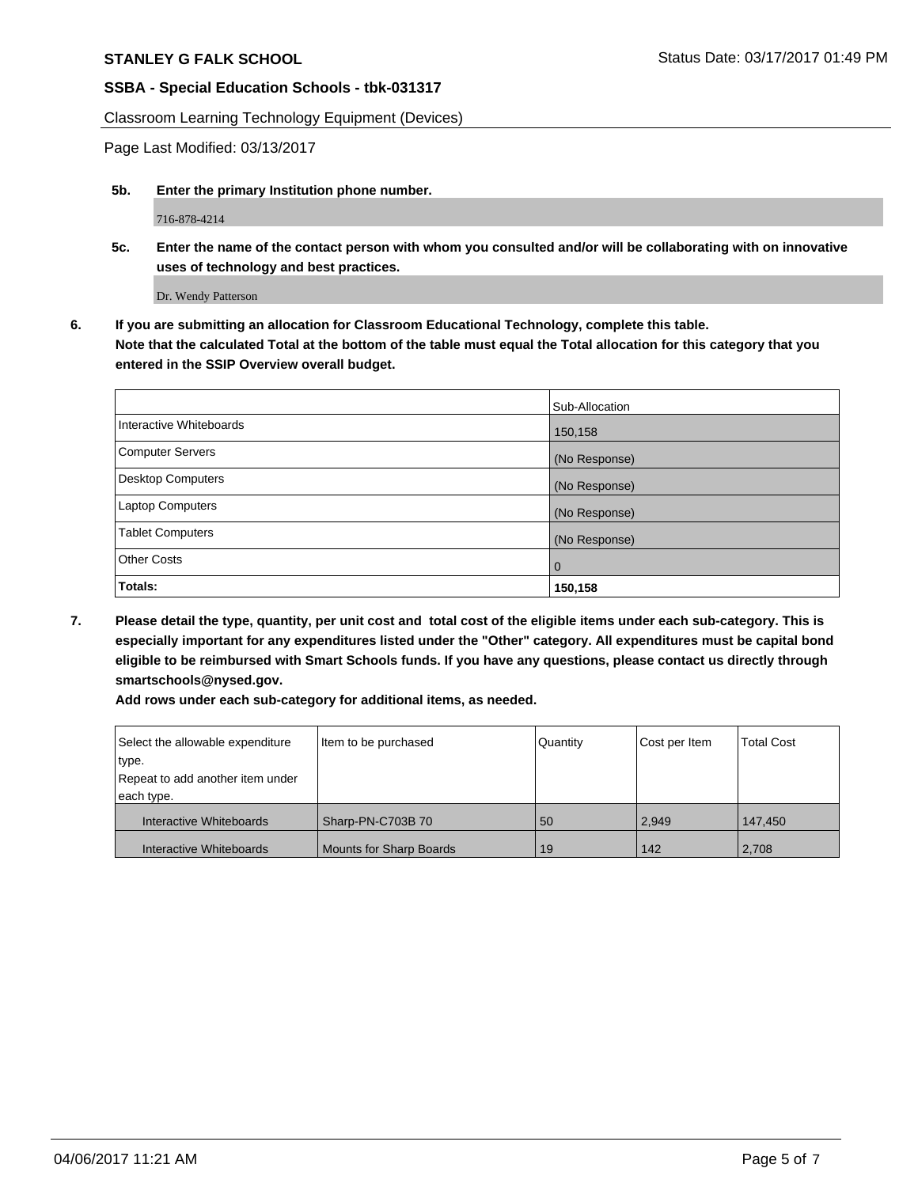Classroom Learning Technology Equipment (Devices)

Page Last Modified: 03/13/2017

**5b. Enter the primary Institution phone number.**

716-878-4214

**5c. Enter the name of the contact person with whom you consulted and/or will be collaborating with on innovative uses of technology and best practices.**

Dr. Wendy Patterson

**6. If you are submitting an allocation for Classroom Educational Technology, complete this table. Note that the calculated Total at the bottom of the table must equal the Total allocation for this category that you entered in the SSIP Overview overall budget.**

| | Sub-Allocation |
|---|---|
| Interactive Whiteboards | 150,158 |
| Computer Servers | (No Response) |
| Desktop Computers | (No Response) |
| Laptop Computers | (No Response) |
| Tablet Computers | (No Response) |
| Other Costs | 0 |
| **Totals:** | **150,158** |

**7. Please detail the type, quantity, per unit cost and total cost of the eligible items under each sub-category. This is especially important for any expenditures listed under the "Other" category. All expenditures must be capital bond eligible to be reimbursed with Smart Schools funds. If you have any questions, please contact us directly through smartschools@nysed.gov.**

**Add rows under each sub-category for additional items, as needed.**

| Select the allowable expenditure type. Repeat to add another item under each type. | Item to be purchased | Quantity | Cost per Item | Total Cost |
|---|---|---|---|---|
| Interactive Whiteboards | Sharp-PN-C703B 70 | 50 | 2,949 | 147,450 |
| Interactive Whiteboards | Mounts for Sharp Boards | 19 | 142 | 2,708 |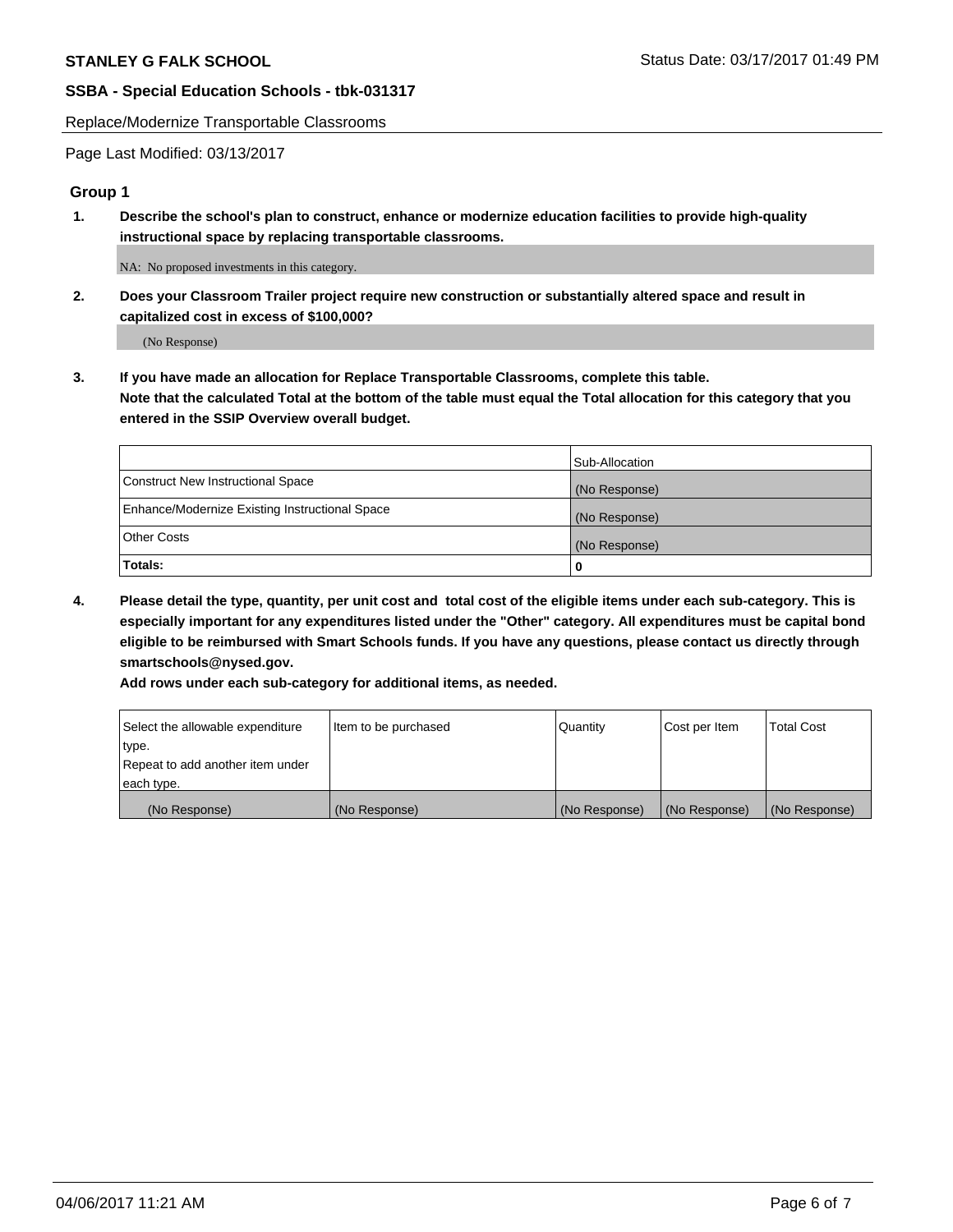Replace/Modernize Transportable Classrooms

Page Last Modified: 03/13/2017

## Group 1

**1. Describe the school's plan to construct, enhance or modernize education facilities to provide high-quality instructional space by replacing transportable classrooms.**

NA: No proposed investments in this category.

**2. Does your Classroom Trailer project require new construction or substantially altered space and result in capitalized cost in excess of $100,000?**

(No Response)

**3. If you have made an allocation for Replace Transportable Classrooms, complete this table. Note that the calculated Total at the bottom of the table must equal the Total allocation for this category that you entered in the SSIP Overview overall budget.**

| | Sub-Allocation |
|---|---|
| Construct New Instructional Space | (No Response) |
| Enhance/Modernize Existing Instructional Space | (No Response) |
| Other Costs | (No Response) |
| **Totals:** | **0** |

**4. Please detail the type, quantity, per unit cost and total cost of the eligible items under each sub-category. This is especially important for any expenditures listed under the "Other" category. All expenditures must be capital bond eligible to be reimbursed with Smart Schools funds. If you have any questions, please contact us directly through smartschools@nysed.gov.**

**Add rows under each sub-category for additional items, as needed.**

| Select the allowable expenditure type. Repeat to add another item under each type. | Item to be purchased | Quantity | Cost per Item | Total Cost |
|---|---|---|---|---|
| (No Response) | (No Response) | (No Response) | (No Response) | (No Response) |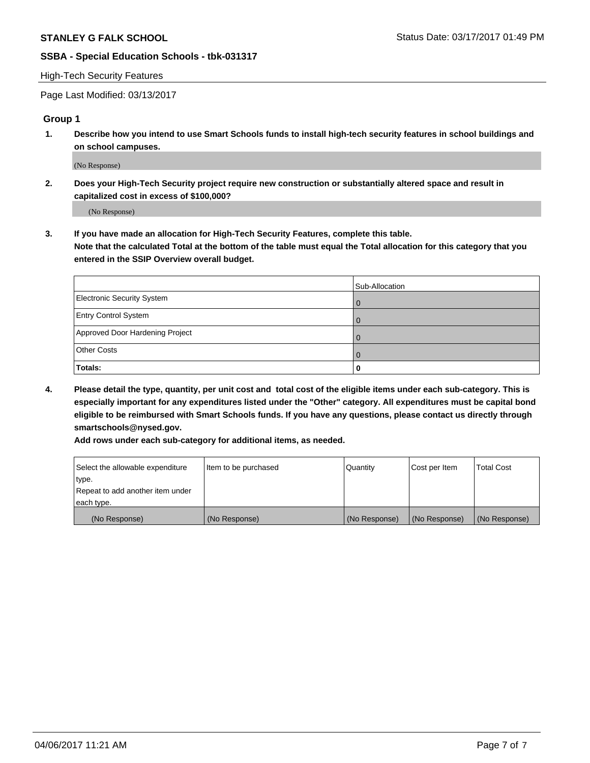High-Tech Security Features

Page Last Modified: 03/13/2017

## Group 1

1. **Describe how you intend to use Smart Schools funds to install high-tech security features in school buildings and on school campuses.**

   (No Response)

2. **Does your High-Tech Security project require new construction or substantially altered space and result in capitalized cost in excess of $100,000?**

   (No Response)

3. **If you have made an allocation for High-Tech Security Features, complete this table.**
   **Note that the calculated Total at the bottom of the table must equal the Total allocation for this category that you entered in the SSIP Overview overall budget.**

| | Sub-Allocation |
|---|---|
| Electronic Security System | 0 |
| Entry Control System | 0 |
| Approved Door Hardening Project | 0 |
| Other Costs | 0 |
| **Totals:** | **0** |

4. **Please detail the type, quantity, per unit cost and total cost of the eligible items under each sub-category. This is especially important for any expenditures listed under the "Other" category. All expenditures must be capital bond eligible to be reimbursed with Smart Schools funds. If you have any questions, please contact us directly through smartschools@nysed.gov.**
   **Add rows under each sub-category for additional items, as needed.**

| Select the allowable expenditure type. Repeat to add another item under each type. | Item to be purchased | Quantity | Cost per Item | Total Cost |
|---|---|---|---|---|
| (No Response) | (No Response) | (No Response) | (No Response) | (No Response) |